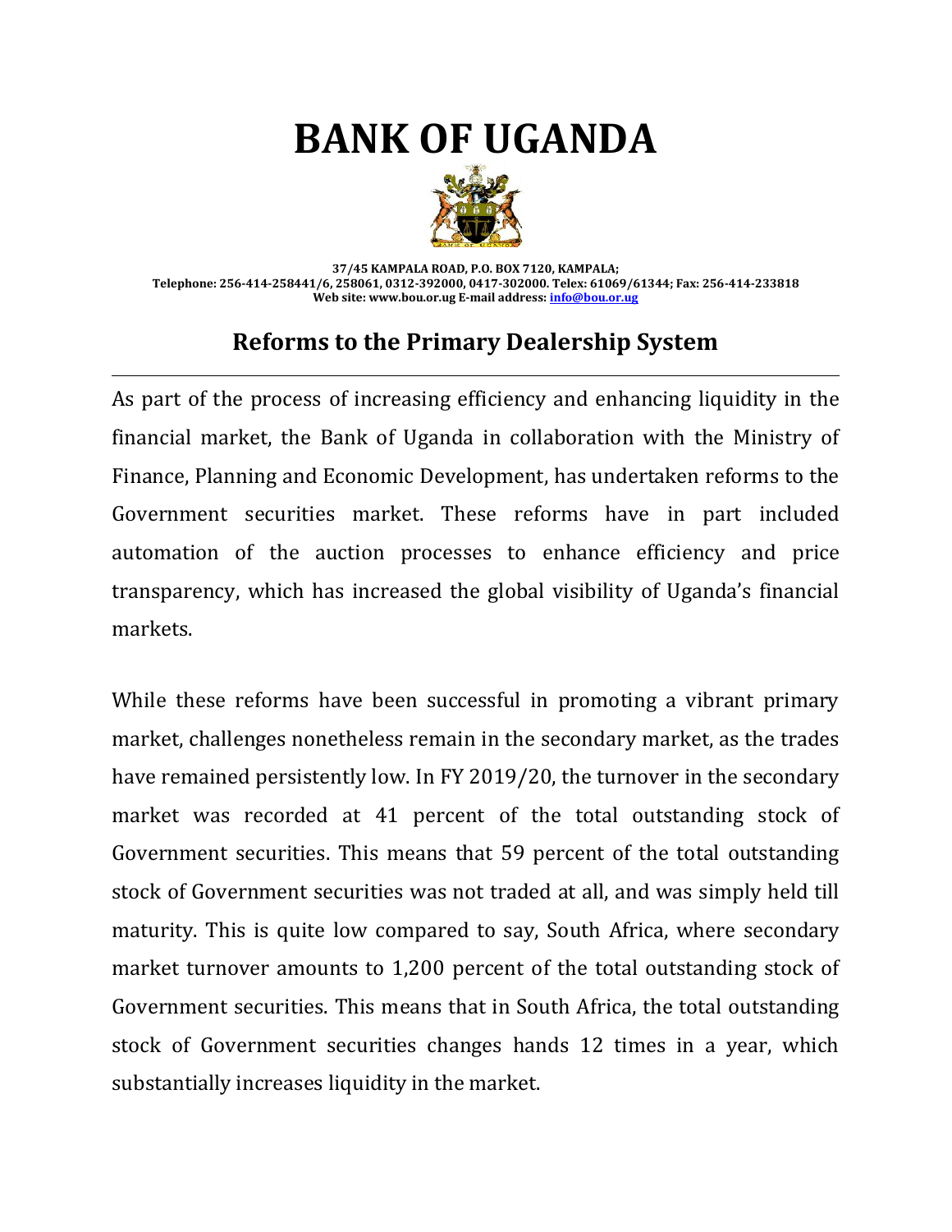# BANK OF UGANDA

**37/45 KAMPALA ROAD, P.O. BOX 7120, KAMPALA;**
**Telephone: 256-414-258441/6, 258061, 0312-392000, 0417-302000. Telex: 61069/61344; Fax: 256-414-233818**
**Web site: www.bou.or.ug E-mail address: info@bou.or.ug**

## Reforms to the Primary Dealership System

---

As part of the process of increasing efficiency and enhancing liquidity in the financial market, the Bank of Uganda in collaboration with the Ministry of Finance, Planning and Economic Development, has undertaken reforms to the Government securities market. These reforms have in part included automation of the auction processes to enhance efficiency and price transparency, which has increased the global visibility of Uganda's financial markets.

While these reforms have been successful in promoting a vibrant primary market, challenges nonetheless remain in the secondary market, as the trades have remained persistently low. In FY 2019/20, the turnover in the secondary market was recorded at 41 percent of the total outstanding stock of Government securities. This means that 59 percent of the total outstanding stock of Government securities was not traded at all, and was simply held till maturity. This is quite low compared to say, South Africa, where secondary market turnover amounts to 1,200 percent of the total outstanding stock of Government securities. This means that in South Africa, the total outstanding stock of Government securities changes hands 12 times in a year, which substantially increases liquidity in the market.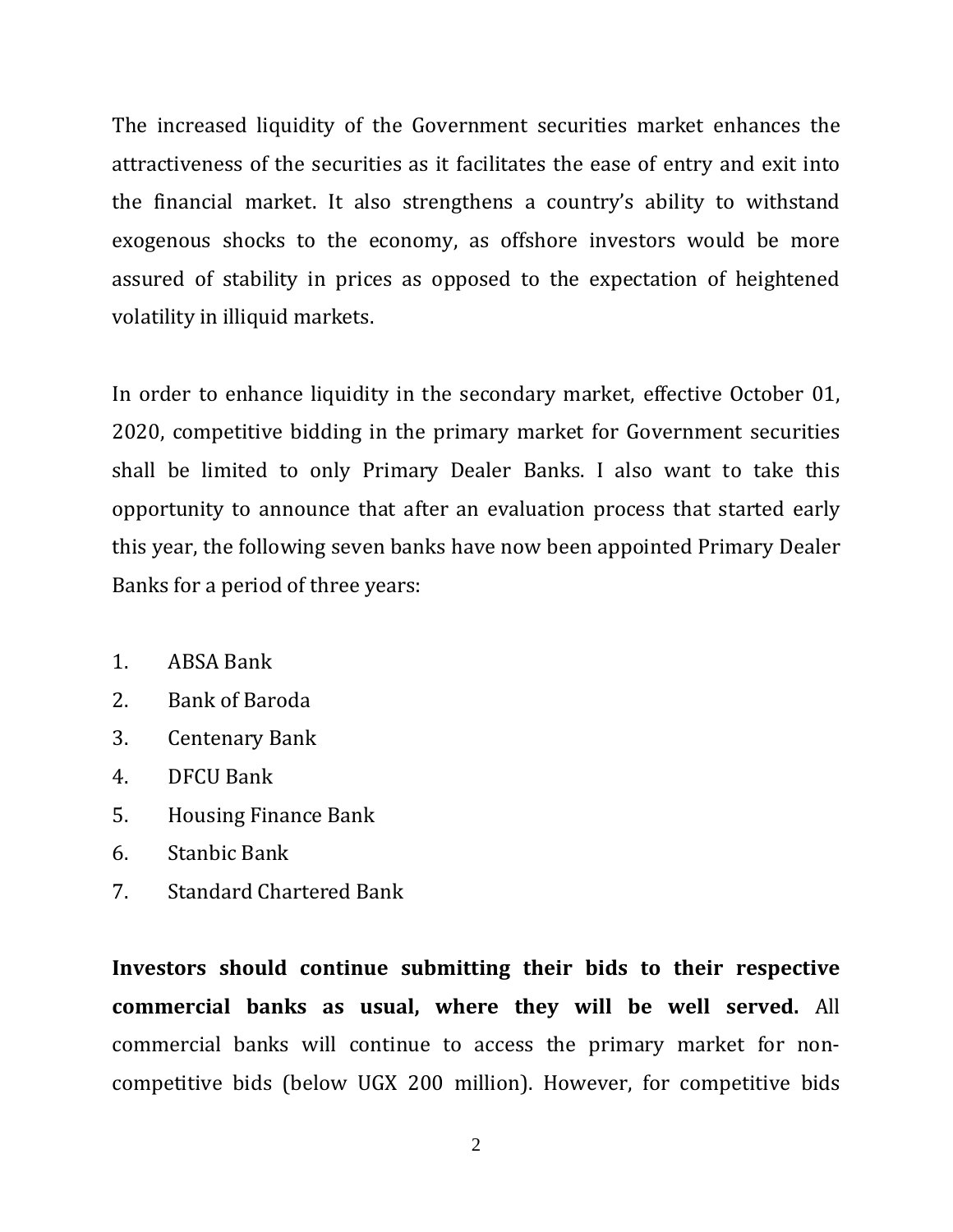The increased liquidity of the Government securities market enhances the attractiveness of the securities as it facilitates the ease of entry and exit into the financial market. It also strengthens a country's ability to withstand exogenous shocks to the economy, as offshore investors would be more assured of stability in prices as opposed to the expectation of heightened volatility in illiquid markets.

In order to enhance liquidity in the secondary market, effective October 01, 2020, competitive bidding in the primary market for Government securities shall be limited to only Primary Dealer Banks. I also want to take this opportunity to announce that after an evaluation process that started early this year, the following seven banks have now been appointed Primary Dealer Banks for a period of three years:

1. ABSA Bank
2. Bank of Baroda
3. Centenary Bank
4. DFCU Bank
5. Housing Finance Bank
6. Stanbic Bank
7. Standard Chartered Bank

**Investors should continue submitting their bids to their respective commercial banks as usual, where they will be well served.** All commercial banks will continue to access the primary market for non-competitive bids (below UGX 200 million). However, for competitive bids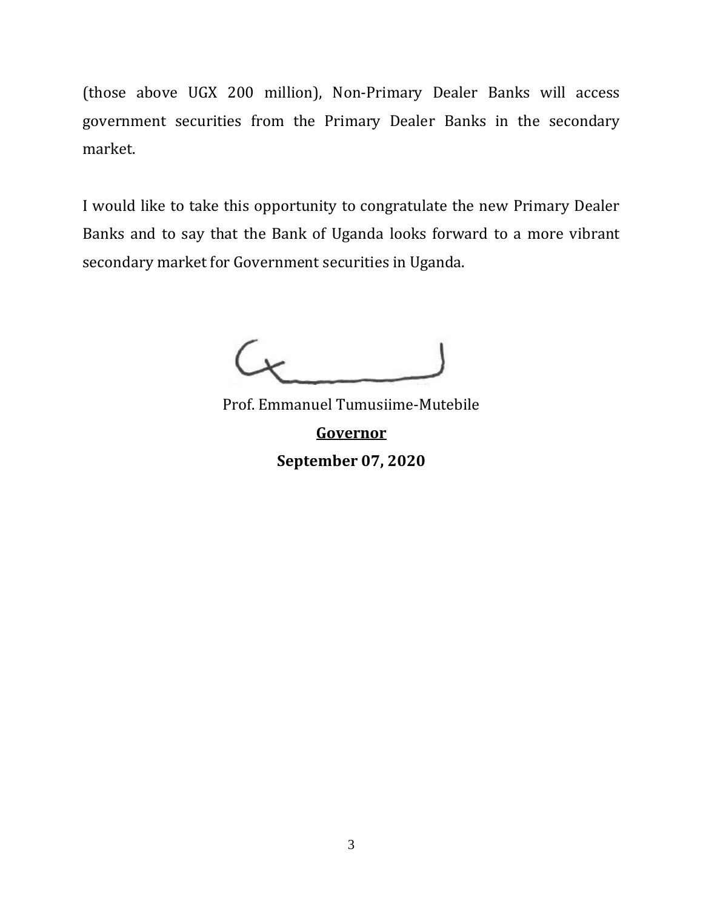(those above UGX 200 million), Non-Primary Dealer Banks will access government securities from the Primary Dealer Banks in the secondary market.

I would like to take this opportunity to congratulate the new Primary Dealer Banks and to say that the Bank of Uganda looks forward to a more vibrant secondary market for Government securities in Uganda.

Prof. Emmanuel Tumusiime-Mutebile

**Governor**

**September 07, 2020**